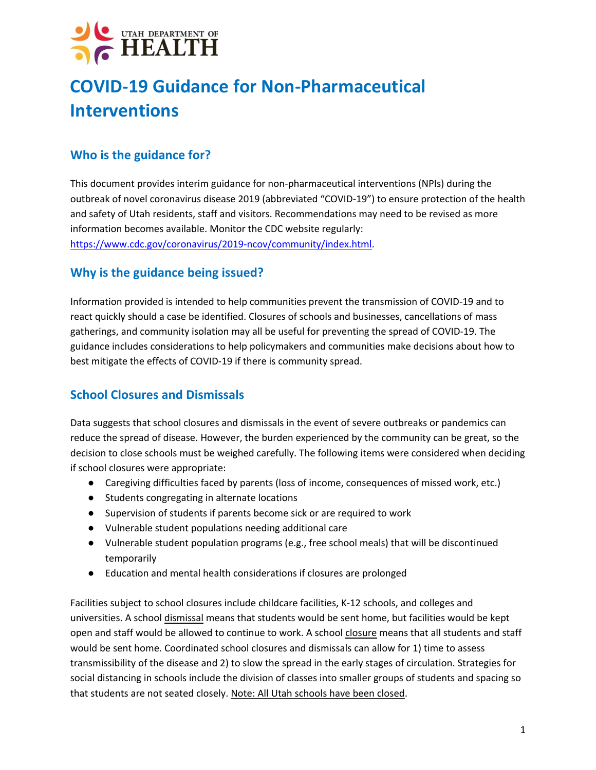UTAH DEPARTMENT OF HEALTH

# COVID-19 Guidance for Non-Pharmaceutical Interventions

## Who is the guidance for?

This document provides interim guidance for non-pharmaceutical interventions (NPIs) during the outbreak of novel coronavirus disease 2019 (abbreviated "COVID-19") to ensure protection of the health and safety of Utah residents, staff and visitors. Recommendations may need to be revised as more information becomes available. Monitor the CDC website regularly: https://www.cdc.gov/coronavirus/2019-ncov/community/index.html.

## Why is the guidance being issued?

Information provided is intended to help communities prevent the transmission of COVID-19 and to react quickly should a case be identified. Closures of schools and businesses, cancellations of mass gatherings, and community isolation may all be useful for preventing the spread of COVID-19. The guidance includes considerations to help policymakers and communities make decisions about how to best mitigate the effects of COVID-19 if there is community spread.

## School Closures and Dismissals

Data suggests that school closures and dismissals in the event of severe outbreaks or pandemics can reduce the spread of disease. However, the burden experienced by the community can be great, so the decision to close schools must be weighed carefully. The following items were considered when deciding if school closures were appropriate:

- Caregiving difficulties faced by parents (loss of income, consequences of missed work, etc.)
- Students congregating in alternate locations
- Supervision of students if parents become sick or are required to work
- Vulnerable student populations needing additional care
- Vulnerable student population programs (e.g., free school meals) that will be discontinued temporarily
- Education and mental health considerations if closures are prolonged

Facilities subject to school closures include childcare facilities, K-12 schools, and colleges and universities. A school dismissal means that students would be sent home, but facilities would be kept open and staff would be allowed to continue to work. A school closure means that all students and staff would be sent home. Coordinated school closures and dismissals can allow for 1) time to assess transmissibility of the disease and 2) to slow the spread in the early stages of circulation. Strategies for social distancing in schools include the division of classes into smaller groups of students and spacing so that students are not seated closely. Note: All Utah schools have been closed.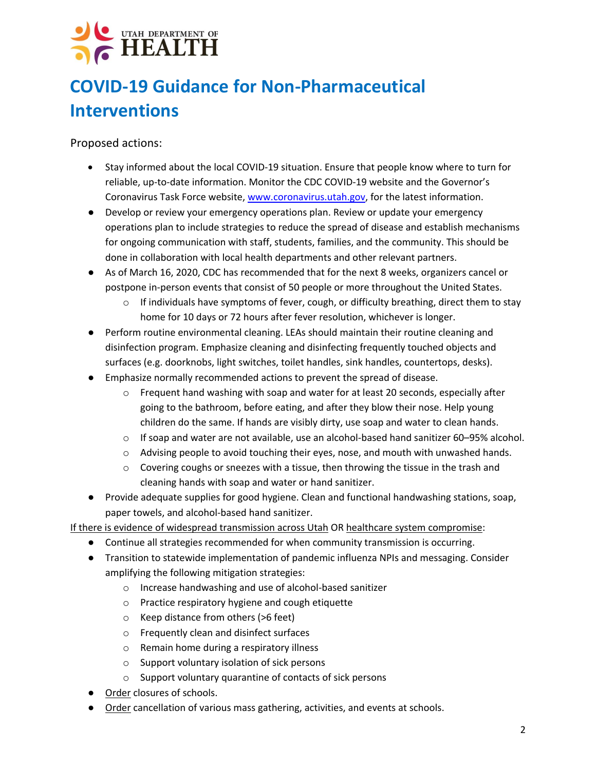UTAH DEPARTMENT OF HEALTH

# COVID-19 Guidance for Non-Pharmaceutical Interventions

Proposed actions:

- Stay informed about the local COVID-19 situation. Ensure that people know where to turn for reliable, up-to-date information. Monitor the CDC COVID-19 website and the Governor's Coronavirus Task Force website, [www.coronavirus.utah.gov](http://www.coronavirus.utah.gov), for the latest information.
- Develop or review your emergency operations plan. Review or update your emergency operations plan to include strategies to reduce the spread of disease and establish mechanisms for ongoing communication with staff, students, families, and the community. This should be done in collaboration with local health departments and other relevant partners.
- As of March 16, 2020, CDC has recommended that for the next 8 weeks, organizers cancel or postpone in-person events that consist of 50 people or more throughout the United States.
  - If individuals have symptoms of fever, cough, or difficulty breathing, direct them to stay home for 10 days or 72 hours after fever resolution, whichever is longer.
- Perform routine environmental cleaning. LEAs should maintain their routine cleaning and disinfection program. Emphasize cleaning and disinfecting frequently touched objects and surfaces (e.g. doorknobs, light switches, toilet handles, sink handles, countertops, desks).
- Emphasize normally recommended actions to prevent the spread of disease.
  - Frequent hand washing with soap and water for at least 20 seconds, especially after going to the bathroom, before eating, and after they blow their nose. Help young children do the same. If hands are visibly dirty, use soap and water to clean hands.
  - If soap and water are not available, use an alcohol-based hand sanitizer 60–95% alcohol.
  - Advising people to avoid touching their eyes, nose, and mouth with unwashed hands.
  - Covering coughs or sneezes with a tissue, then throwing the tissue in the trash and cleaning hands with soap and water or hand sanitizer.
- Provide adequate supplies for good hygiene. Clean and functional handwashing stations, soap, paper towels, and alcohol-based hand sanitizer.

<u>If there is evidence of widespread transmission across Utah</u> OR <u>healthcare system compromise</u>:

- Continue all strategies recommended for when community transmission is occurring.
- Transition to statewide implementation of pandemic influenza NPIs and messaging. Consider amplifying the following mitigation strategies:
  - Increase handwashing and use of alcohol-based sanitizer
  - Practice respiratory hygiene and cough etiquette
  - Keep distance from others (>6 feet)
  - Frequently clean and disinfect surfaces
  - Remain home during a respiratory illness
  - Support voluntary isolation of sick persons
  - Support voluntary quarantine of contacts of sick persons
- <u>Order</u> closures of schools.
- <u>Order</u> cancellation of various mass gathering, activities, and events at schools.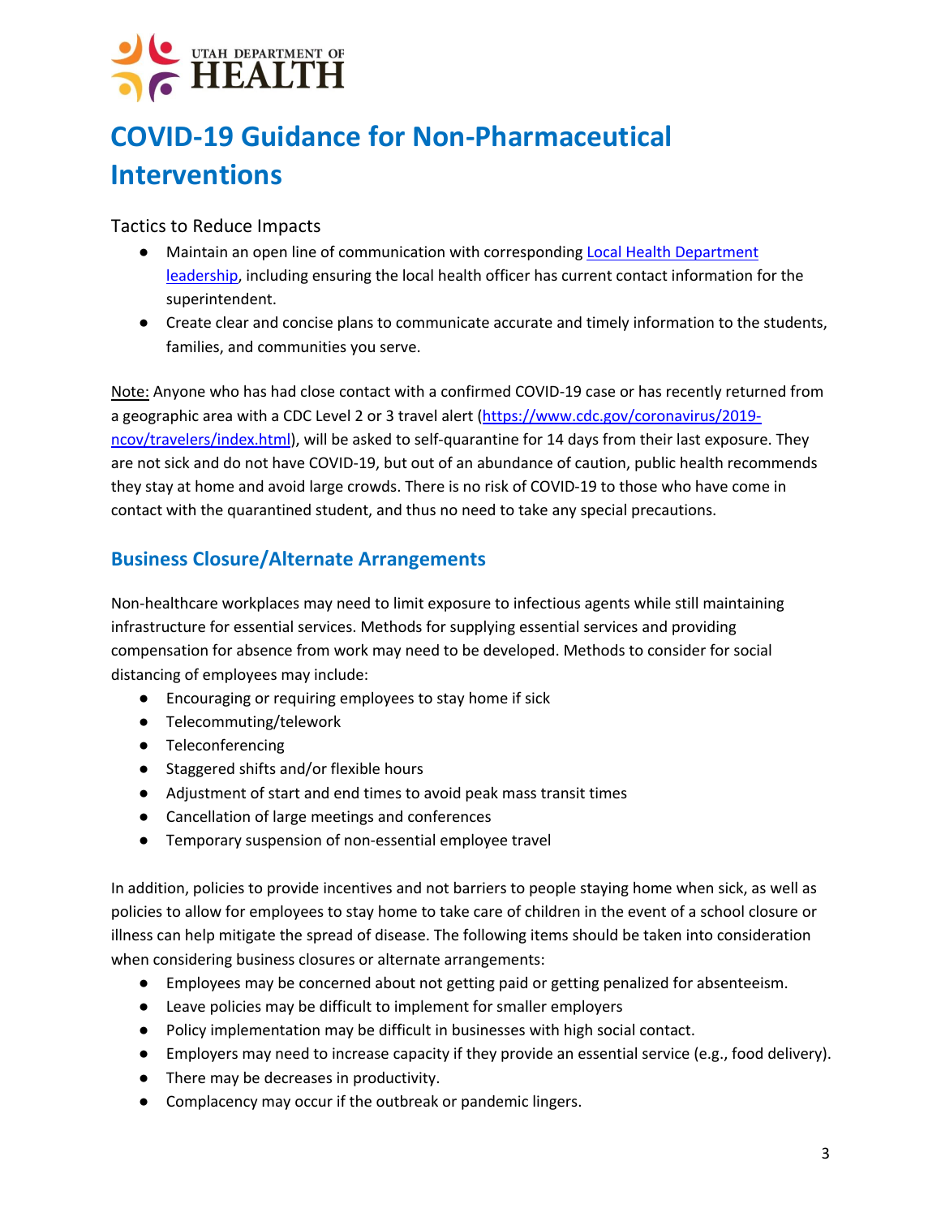# COVID-19 Guidance for Non-Pharmaceutical Interventions

Tactics to Reduce Impacts

- Maintain an open line of communication with corresponding Local Health Department leadership, including ensuring the local health officer has current contact information for the superintendent.
- Create clear and concise plans to communicate accurate and timely information to the students, families, and communities you serve.

Note: Anyone who has had close contact with a confirmed COVID-19 case or has recently returned from a geographic area with a CDC Level 2 or 3 travel alert (https://www.cdc.gov/coronavirus/2019-ncov/travelers/index.html), will be asked to self-quarantine for 14 days from their last exposure. They are not sick and do not have COVID-19, but out of an abundance of caution, public health recommends they stay at home and avoid large crowds. There is no risk of COVID-19 to those who have come in contact with the quarantined student, and thus no need to take any special precautions.

## Business Closure/Alternate Arrangements

Non-healthcare workplaces may need to limit exposure to infectious agents while still maintaining infrastructure for essential services. Methods for supplying essential services and providing compensation for absence from work may need to be developed. Methods to consider for social distancing of employees may include:

- Encouraging or requiring employees to stay home if sick
- Telecommuting/telework
- Teleconferencing
- Staggered shifts and/or flexible hours
- Adjustment of start and end times to avoid peak mass transit times
- Cancellation of large meetings and conferences
- Temporary suspension of non-essential employee travel

In addition, policies to provide incentives and not barriers to people staying home when sick, as well as policies to allow for employees to stay home to take care of children in the event of a school closure or illness can help mitigate the spread of disease. The following items should be taken into consideration when considering business closures or alternate arrangements:

- Employees may be concerned about not getting paid or getting penalized for absenteeism.
- Leave policies may be difficult to implement for smaller employers
- Policy implementation may be difficult in businesses with high social contact.
- Employers may need to increase capacity if they provide an essential service (e.g., food delivery).
- There may be decreases in productivity.
- Complacency may occur if the outbreak or pandemic lingers.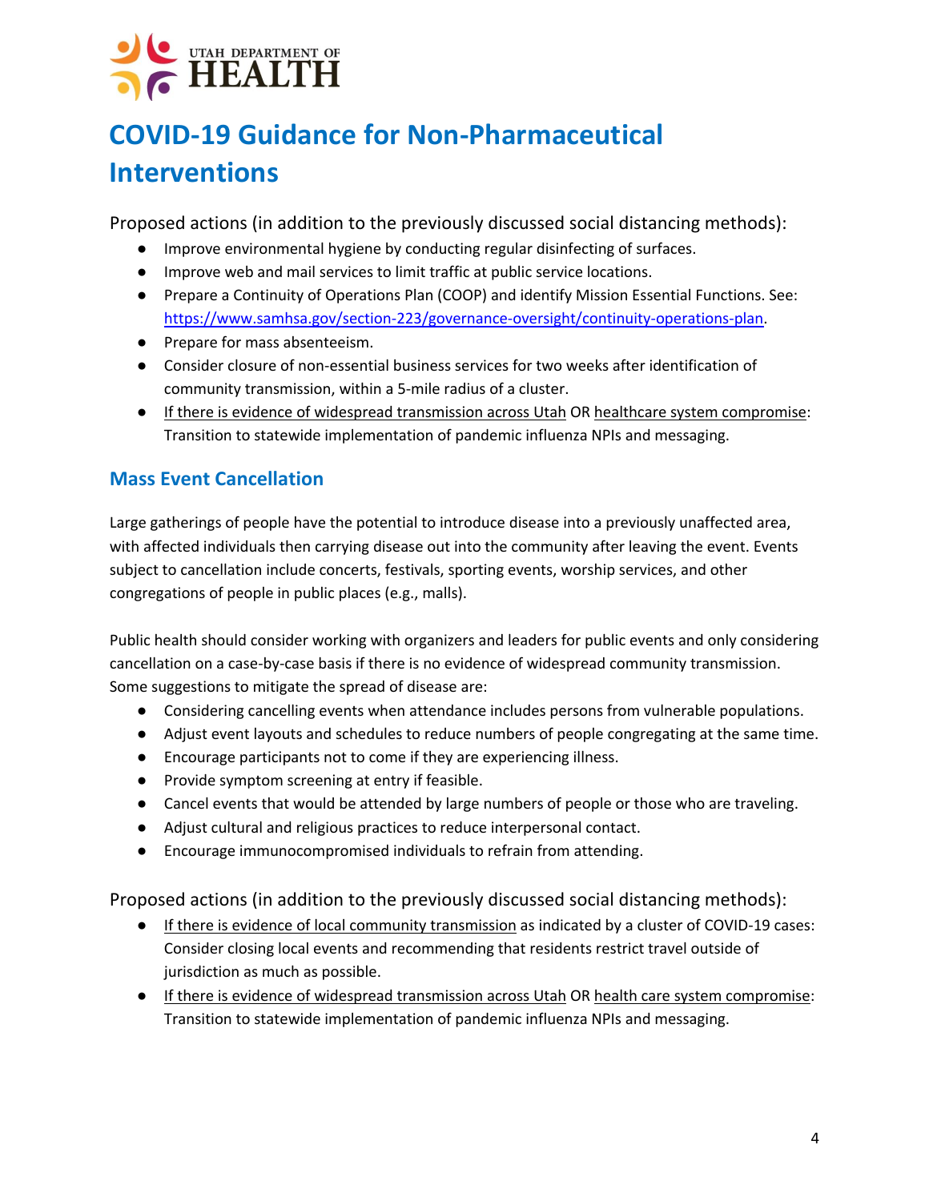# COVID-19 Guidance for Non-Pharmaceutical Interventions

Proposed actions (in addition to the previously discussed social distancing methods):

- Improve environmental hygiene by conducting regular disinfecting of surfaces.
- Improve web and mail services to limit traffic at public service locations.
- Prepare a Continuity of Operations Plan (COOP) and identify Mission Essential Functions. See: https://www.samhsa.gov/section-223/governance-oversight/continuity-operations-plan.
- Prepare for mass absenteeism.
- Consider closure of non-essential business services for two weeks after identification of community transmission, within a 5-mile radius of a cluster.
- If there is evidence of widespread transmission across Utah OR healthcare system compromise: Transition to statewide implementation of pandemic influenza NPIs and messaging.

## Mass Event Cancellation

Large gatherings of people have the potential to introduce disease into a previously unaffected area, with affected individuals then carrying disease out into the community after leaving the event. Events subject to cancellation include concerts, festivals, sporting events, worship services, and other congregations of people in public places (e.g., malls).

Public health should consider working with organizers and leaders for public events and only considering cancellation on a case-by-case basis if there is no evidence of widespread community transmission. Some suggestions to mitigate the spread of disease are:

- Considering cancelling events when attendance includes persons from vulnerable populations.
- Adjust event layouts and schedules to reduce numbers of people congregating at the same time.
- Encourage participants not to come if they are experiencing illness.
- Provide symptom screening at entry if feasible.
- Cancel events that would be attended by large numbers of people or those who are traveling.
- Adjust cultural and religious practices to reduce interpersonal contact.
- Encourage immunocompromised individuals to refrain from attending.

Proposed actions (in addition to the previously discussed social distancing methods):

- If there is evidence of local community transmission as indicated by a cluster of COVID-19 cases: Consider closing local events and recommending that residents restrict travel outside of jurisdiction as much as possible.
- If there is evidence of widespread transmission across Utah OR health care system compromise: Transition to statewide implementation of pandemic influenza NPIs and messaging.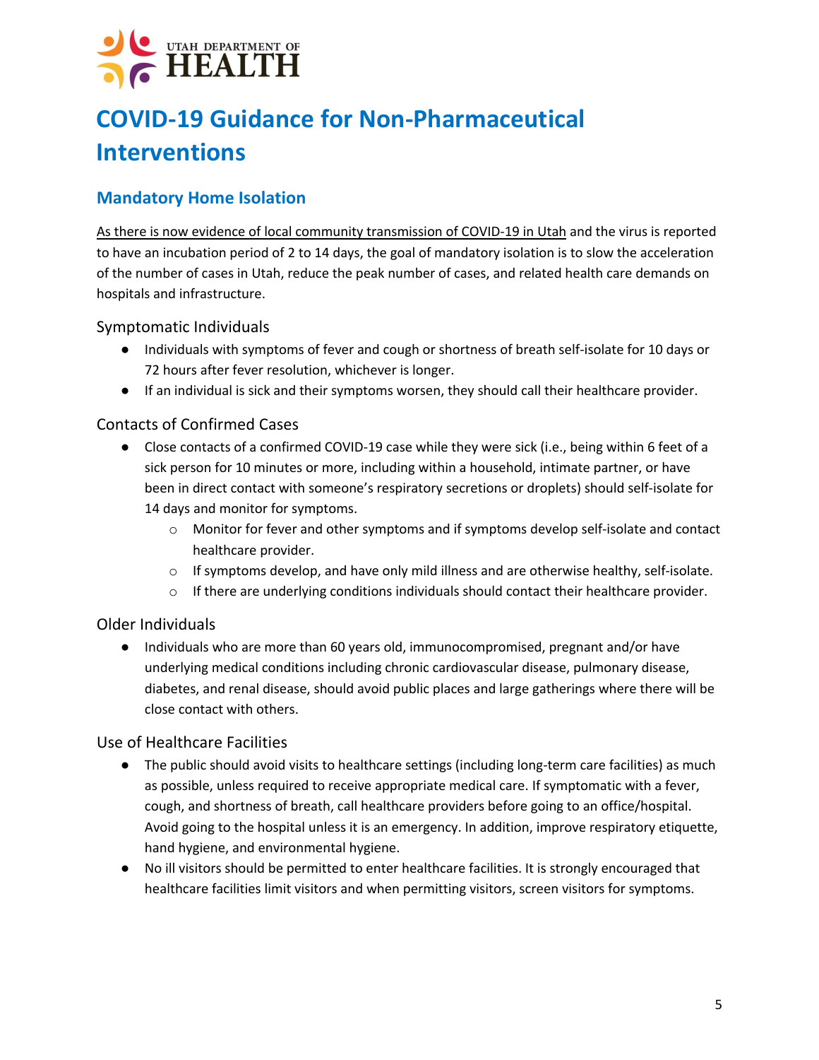UTAH DEPARTMENT OF HEALTH

# COVID-19 Guidance for Non-Pharmaceutical Interventions

## Mandatory Home Isolation

As there is now evidence of local community transmission of COVID-19 in Utah and the virus is reported to have an incubation period of 2 to 14 days, the goal of mandatory isolation is to slow the acceleration of the number of cases in Utah, reduce the peak number of cases, and related health care demands on hospitals and infrastructure.

### Symptomatic Individuals

- Individuals with symptoms of fever and cough or shortness of breath self-isolate for 10 days or 72 hours after fever resolution, whichever is longer.
- If an individual is sick and their symptoms worsen, they should call their healthcare provider.

### Contacts of Confirmed Cases

- Close contacts of a confirmed COVID-19 case while they were sick (i.e., being within 6 feet of a sick person for 10 minutes or more, including within a household, intimate partner, or have been in direct contact with someone's respiratory secretions or droplets) should self-isolate for 14 days and monitor for symptoms.
  - Monitor for fever and other symptoms and if symptoms develop self-isolate and contact healthcare provider.
  - If symptoms develop, and have only mild illness and are otherwise healthy, self-isolate.
  - If there are underlying conditions individuals should contact their healthcare provider.

### Older Individuals

- Individuals who are more than 60 years old, immunocompromised, pregnant and/or have underlying medical conditions including chronic cardiovascular disease, pulmonary disease, diabetes, and renal disease, should avoid public places and large gatherings where there will be close contact with others.

### Use of Healthcare Facilities

- The public should avoid visits to healthcare settings (including long-term care facilities) as much as possible, unless required to receive appropriate medical care. If symptomatic with a fever, cough, and shortness of breath, call healthcare providers before going to an office/hospital. Avoid going to the hospital unless it is an emergency. In addition, improve respiratory etiquette, hand hygiene, and environmental hygiene.
- No ill visitors should be permitted to enter healthcare facilities. It is strongly encouraged that healthcare facilities limit visitors and when permitting visitors, screen visitors for symptoms.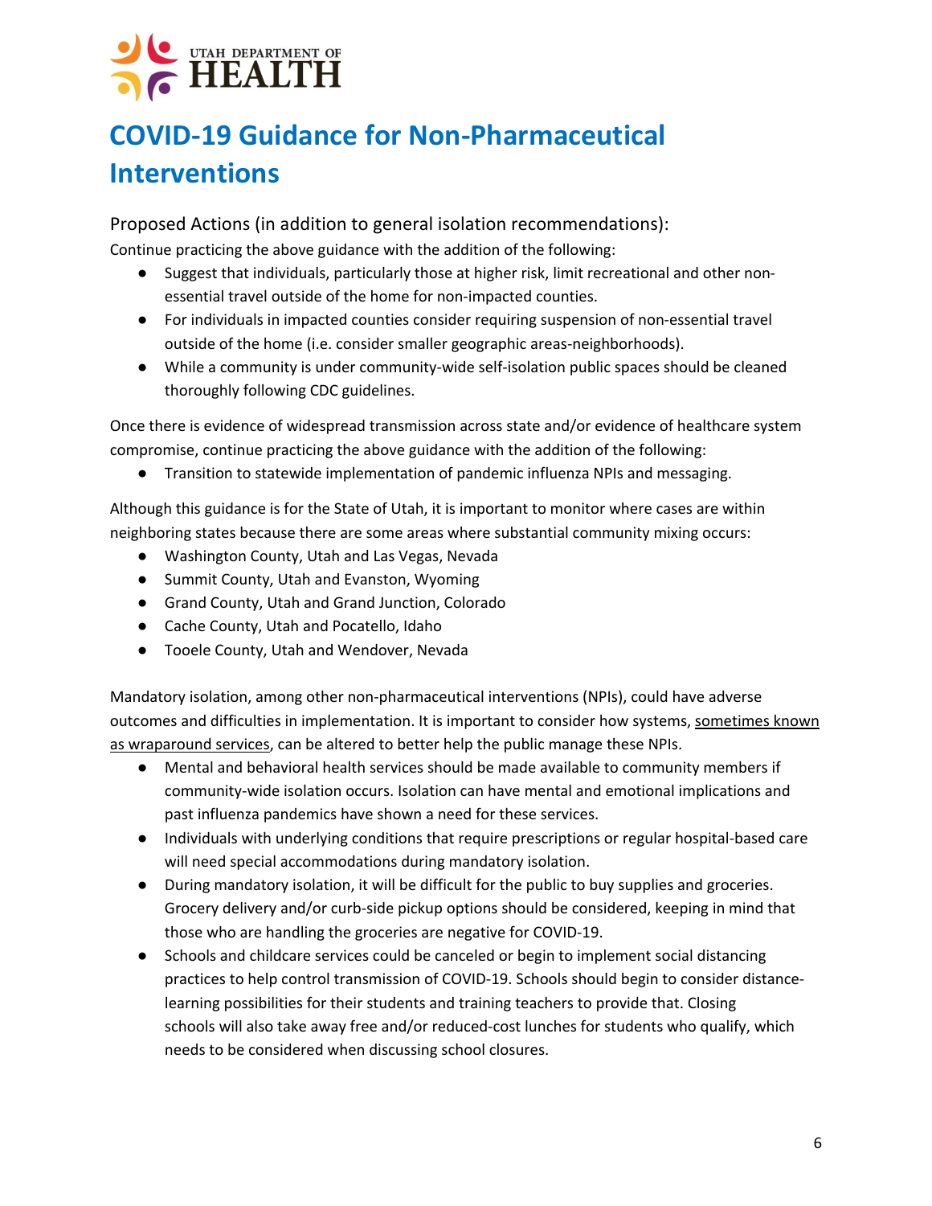# COVID-19 Guidance for Non-Pharmaceutical Interventions

## Proposed Actions (in addition to general isolation recommendations):

Continue practicing the above guidance with the addition of the following:

- Suggest that individuals, particularly those at higher risk, limit recreational and other non-essential travel outside of the home for non-impacted counties.
- For individuals in impacted counties consider requiring suspension of non-essential travel outside of the home (i.e. consider smaller geographic areas-neighborhoods).
- While a community is under community-wide self-isolation public spaces should be cleaned thoroughly following CDC guidelines.

Once there is evidence of widespread transmission across state and/or evidence of healthcare system compromise, continue practicing the above guidance with the addition of the following:

- Transition to statewide implementation of pandemic influenza NPIs and messaging.

Although this guidance is for the State of Utah, it is important to monitor where cases are within neighboring states because there are some areas where substantial community mixing occurs:

- Washington County, Utah and Las Vegas, Nevada
- Summit County, Utah and Evanston, Wyoming
- Grand County, Utah and Grand Junction, Colorado
- Cache County, Utah and Pocatello, Idaho
- Tooele County, Utah and Wendover, Nevada

Mandatory isolation, among other non-pharmaceutical interventions (NPIs), could have adverse outcomes and difficulties in implementation. It is important to consider how systems, sometimes known as wraparound services, can be altered to better help the public manage these NPIs.

- Mental and behavioral health services should be made available to community members if community-wide isolation occurs. Isolation can have mental and emotional implications and past influenza pandemics have shown a need for these services.
- Individuals with underlying conditions that require prescriptions or regular hospital-based care will need special accommodations during mandatory isolation.
- During mandatory isolation, it will be difficult for the public to buy supplies and groceries. Grocery delivery and/or curb-side pickup options should be considered, keeping in mind that those who are handling the groceries are negative for COVID-19.
- Schools and childcare services could be canceled or begin to implement social distancing practices to help control transmission of COVID-19. Schools should begin to consider distance-learning possibilities for their students and training teachers to provide that. Closing schools will also take away free and/or reduced-cost lunches for students who qualify, which needs to be considered when discussing school closures.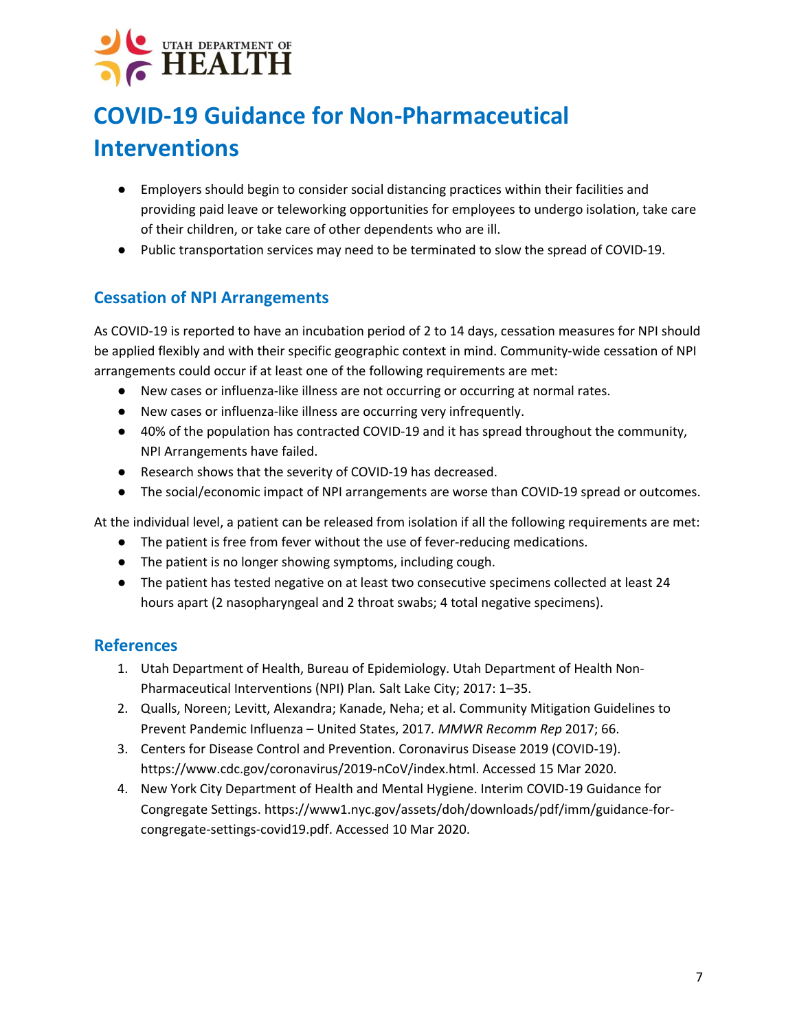# COVID-19 Guidance for Non-Pharmaceutical Interventions

- Employers should begin to consider social distancing practices within their facilities and providing paid leave or teleworking opportunities for employees to undergo isolation, take care of their children, or take care of other dependents who are ill.
- Public transportation services may need to be terminated to slow the spread of COVID-19.

## Cessation of NPI Arrangements

As COVID-19 is reported to have an incubation period of 2 to 14 days, cessation measures for NPI should be applied flexibly and with their specific geographic context in mind. Community-wide cessation of NPI arrangements could occur if at least one of the following requirements are met:

- New cases or influenza-like illness are not occurring or occurring at normal rates.
- New cases or influenza-like illness are occurring very infrequently.
- 40% of the population has contracted COVID-19 and it has spread throughout the community, NPI Arrangements have failed.
- Research shows that the severity of COVID-19 has decreased.
- The social/economic impact of NPI arrangements are worse than COVID-19 spread or outcomes.

At the individual level, a patient can be released from isolation if all the following requirements are met:

- The patient is free from fever without the use of fever-reducing medications.
- The patient is no longer showing symptoms, including cough.
- The patient has tested negative on at least two consecutive specimens collected at least 24 hours apart (2 nasopharyngeal and 2 throat swabs; 4 total negative specimens).

## References

1. Utah Department of Health, Bureau of Epidemiology. Utah Department of Health Non-Pharmaceutical Interventions (NPI) Plan*.* Salt Lake City; 2017: 1–35.
2. Qualls, Noreen; Levitt, Alexandra; Kanade, Neha; et al. Community Mitigation Guidelines to Prevent Pandemic Influenza – United States, 2017. *MMWR Recomm Rep* 2017; 66.
3. Centers for Disease Control and Prevention. Coronavirus Disease 2019 (COVID-19). https://www.cdc.gov/coronavirus/2019-nCoV/index.html. Accessed 15 Mar 2020.
4. New York City Department of Health and Mental Hygiene. Interim COVID-19 Guidance for Congregate Settings. https://www1.nyc.gov/assets/doh/downloads/pdf/imm/guidance-for-congregate-settings-covid19.pdf. Accessed 10 Mar 2020.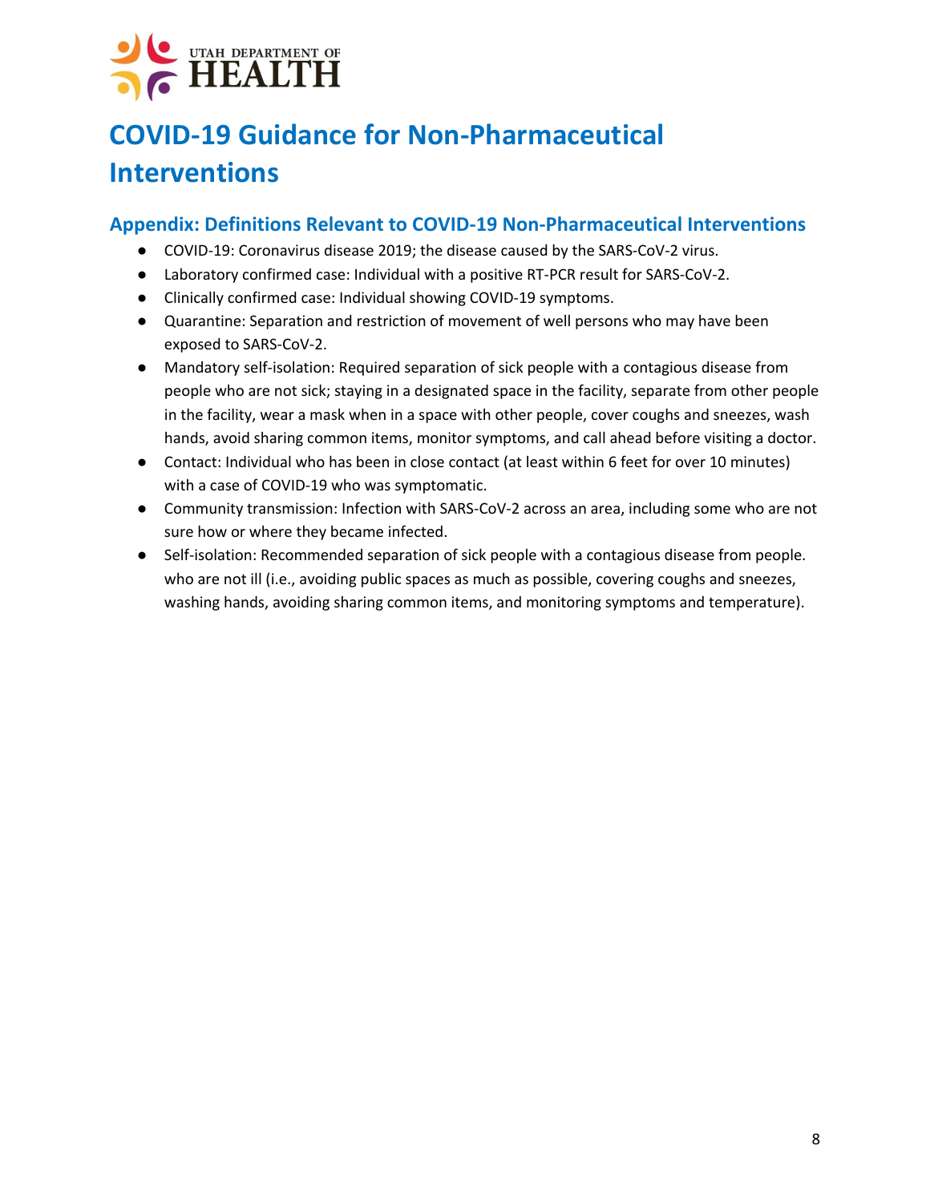# COVID-19 Guidance for Non-Pharmaceutical Interventions

## Appendix: Definitions Relevant to COVID-19 Non-Pharmaceutical Interventions

- COVID-19: Coronavirus disease 2019; the disease caused by the SARS-CoV-2 virus.
- Laboratory confirmed case: Individual with a positive RT-PCR result for SARS-CoV-2.
- Clinically confirmed case: Individual showing COVID-19 symptoms.
- Quarantine: Separation and restriction of movement of well persons who may have been exposed to SARS-CoV-2.
- Mandatory self-isolation: Required separation of sick people with a contagious disease from people who are not sick; staying in a designated space in the facility, separate from other people in the facility, wear a mask when in a space with other people, cover coughs and sneezes, wash hands, avoid sharing common items, monitor symptoms, and call ahead before visiting a doctor.
- Contact: Individual who has been in close contact (at least within 6 feet for over 10 minutes) with a case of COVID-19 who was symptomatic.
- Community transmission: Infection with SARS-CoV-2 across an area, including some who are not sure how or where they became infected.
- Self-isolation: Recommended separation of sick people with a contagious disease from people. who are not ill (i.e., avoiding public spaces as much as possible, covering coughs and sneezes, washing hands, avoiding sharing common items, and monitoring symptoms and temperature).